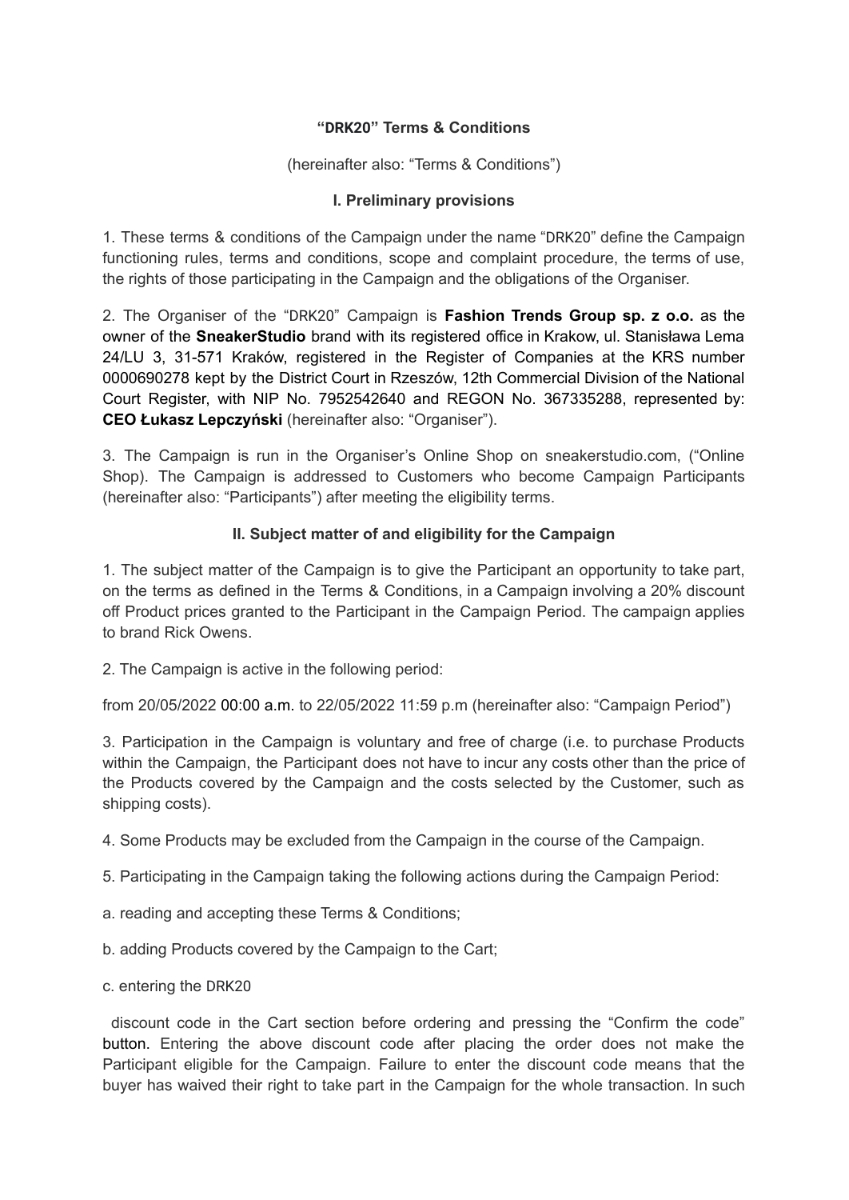**"DRK20" Terms & Conditions**

(hereinafter also: "Terms & Conditions")

**I. Preliminary provisions**

1. These terms & conditions of the Campaign under the name "DRK20" define the Campaign functioning rules, terms and conditions, scope and complaint procedure, the terms of use, the rights of those participating in the Campaign and the obligations of the Organiser.

2. The Organiser of the "DRK20" Campaign is **Fashion Trends Group sp. z o.o.** as the owner of the **SneakerStudio** brand with its registered office in Krakow, ul. Stanisława Lema 24/LU 3, 31-571 Kraków, registered in the Register of Companies at the KRS number 0000690278 kept by the District Court in Rzeszów, 12th Commercial Division of the National Court Register, with NIP No. 7952542640 and REGON No. 367335288, represented by: **CEO Łukasz Lepczyński** (hereinafter also: "Organiser").

3. The Campaign is run in the Organiser's Online Shop on sneakerstudio.com, ("Online Shop). The Campaign is addressed to Customers who become Campaign Participants (hereinafter also: "Participants") after meeting the eligibility terms.

**II. Subject matter of and eligibility for the Campaign**

1. The subject matter of the Campaign is to give the Participant an opportunity to take part, on the terms as defined in the Terms & Conditions, in a Campaign involving a 20% discount off Product prices granted to the Participant in the Campaign Period. The campaign applies to brand Rick Owens.

2. The Campaign is active in the following period:

from 20/05/2022 00:00 a.m. to 22/05/2022 11:59 p.m (hereinafter also: "Campaign Period")

3. Participation in the Campaign is voluntary and free of charge (i.e. to purchase Products within the Campaign, the Participant does not have to incur any costs other than the price of the Products covered by the Campaign and the costs selected by the Customer, such as shipping costs).

4. Some Products may be excluded from the Campaign in the course of the Campaign.

5. Participating in the Campaign taking the following actions during the Campaign Period:

a. reading and accepting these Terms & Conditions;

b. adding Products covered by the Campaign to the Cart;

c. entering the DRK20

discount code in the Cart section before ordering and pressing the "Confirm the code" button. Entering the above discount code after placing the order does not make the Participant eligible for the Campaign. Failure to enter the discount code means that the buyer has waived their right to take part in the Campaign for the whole transaction. In such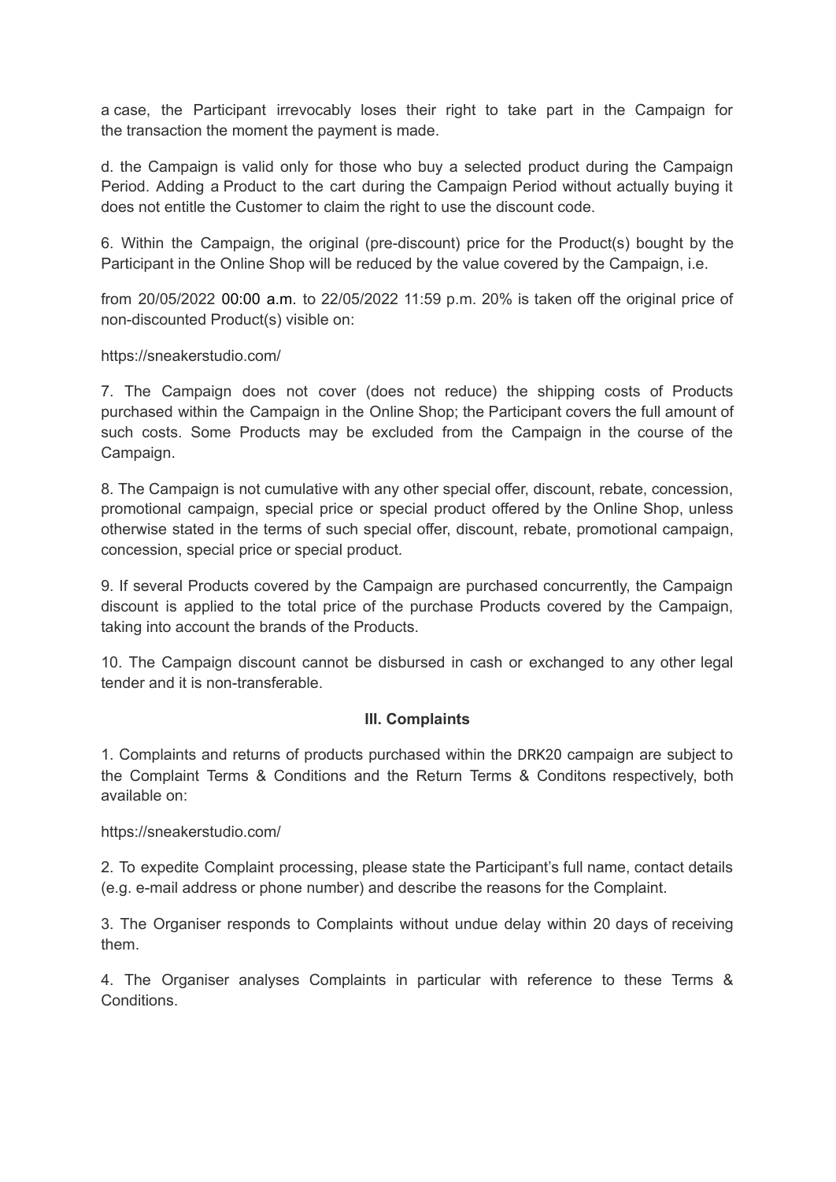a case, the Participant irrevocably loses their right to take part in the Campaign for the transaction the moment the payment is made.

d. the Campaign is valid only for those who buy a selected product during the Campaign Period. Adding a Product to the cart during the Campaign Period without actually buying it does not entitle the Customer to claim the right to use the discount code.

6. Within the Campaign, the original (pre-discount) price for the Product(s) bought by the Participant in the Online Shop will be reduced by the value covered by the Campaign, i.e.

from 20/05/2022 00:00 a.m. to 22/05/2022 11:59 p.m. 20% is taken off the original price of non-discounted Product(s) visible on:

https://sneakerstudio.com/

7. The Campaign does not cover (does not reduce) the shipping costs of Products purchased within the Campaign in the Online Shop; the Participant covers the full amount of such costs. Some Products may be excluded from the Campaign in the course of the Campaign.

8. The Campaign is not cumulative with any other special offer, discount, rebate, concession, promotional campaign, special price or special product offered by the Online Shop, unless otherwise stated in the terms of such special offer, discount, rebate, promotional campaign, concession, special price or special product.

9. If several Products covered by the Campaign are purchased concurrently, the Campaign discount is applied to the total price of the purchase Products covered by the Campaign, taking into account the brands of the Products.

10. The Campaign discount cannot be disbursed in cash or exchanged to any other legal tender and it is non-transferable.

**III. Complaints**

1. Complaints and returns of products purchased within the DRK20 campaign are subject to the Complaint Terms & Conditions and the Return Terms & Conditons respectively, both available on:

https://sneakerstudio.com/

2. To expedite Complaint processing, please state the Participant's full name, contact details (e.g. e-mail address or phone number) and describe the reasons for the Complaint.

3. The Organiser responds to Complaints without undue delay within 20 days of receiving them.

4. The Organiser analyses Complaints in particular with reference to these Terms & Conditions.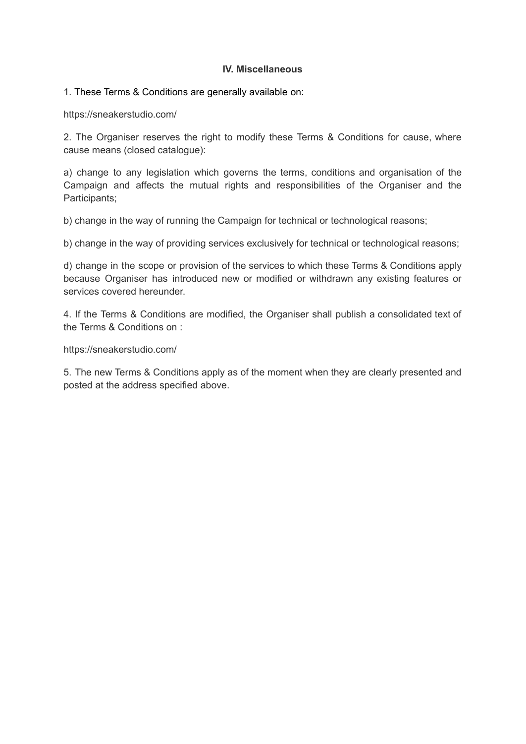**IV. Miscellaneous**

1. These Terms & Conditions are generally available on:

https://sneakerstudio.com/

2. The Organiser reserves the right to modify these Terms & Conditions for cause, where cause means (closed catalogue):

a) change to any legislation which governs the terms, conditions and organisation of the Campaign and affects the mutual rights and responsibilities of the Organiser and the Participants;

b) change in the way of running the Campaign for technical or technological reasons;

b) change in the way of providing services exclusively for technical or technological reasons;

d) change in the scope or provision of the services to which these Terms & Conditions apply because Organiser has introduced new or modified or withdrawn any existing features or services covered hereunder.

4. If the Terms & Conditions are modified, the Organiser shall publish a consolidated text of the Terms & Conditions on :

https://sneakerstudio.com/

5. The new Terms & Conditions apply as of the moment when they are clearly presented and posted at the address specified above.